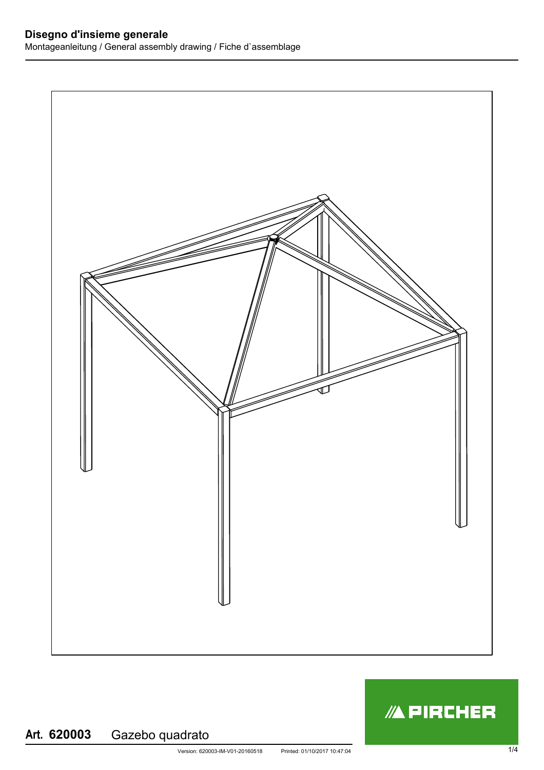## Disegno d'insieme generale

Montageanleitung / General assembly drawing / Fiche d`assemblage

**Art. 620003** Gazebo quadrato

PIRCHER

Version: 620003-IM-V01-20160518 Printed: 01/10/2017 10:47:04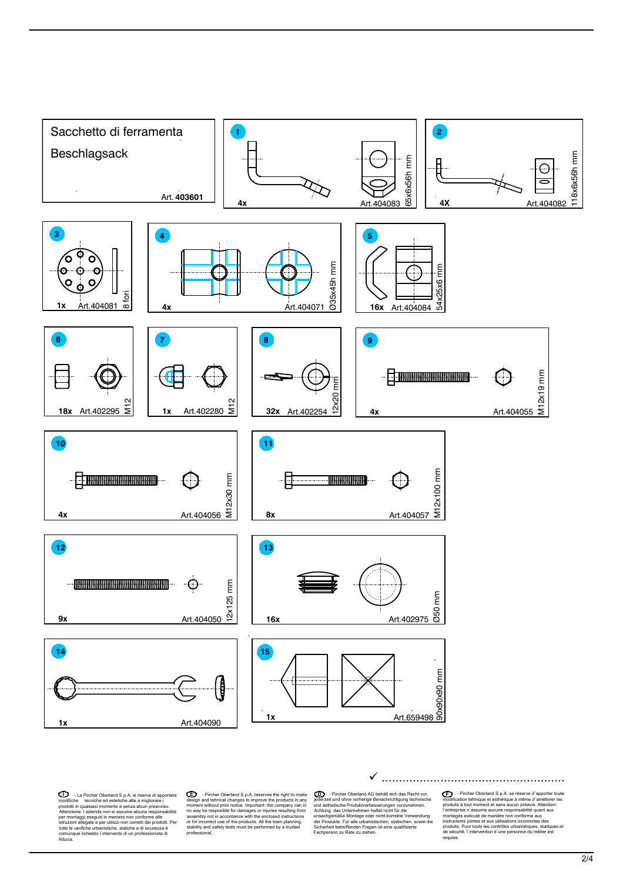# Sacchetto di ferramenta

# Beschlagsack

Art. **403601**

| No. | Quantity | Art. | Dimensions |
|---|---|---|---|
| 1 | 4x | Art.404083 | 65x6x56h mm |
| 2 | 4X | Art.404082 | 118x6x56h mm |
| 3 | 1x | Art.404081 | 8 fori |
| 4 | 4x | Art.404071 | Ø35x45h mm |
| 5 | 16x | Art.404084 | 54x25x6 mm |
| 6 | 18x | Art.402295 | M12 |
| 7 | 1x | Art.402280 | M12 |
| 8 | 32x | Art.402254 | 12x20 mm |
| 9 | 4x | Art.404055 | M12x19 mm |
| 10 | 4x | Art.404056 | M12x30 mm |
| 11 | 8x | Art.404057 | M12x100 mm |
| 12 | 9x | Art.404050 | 12x125 mm |
| 13 | 16x | Art.402975 | Ø50 mm |
| 14 | 1x | Art.404090 | |
| 15 | 1x | Art.659498 | 90x90x90 mm |

✓ ......................................................

(I) - La Pircher Oberland S.p.A. si riserva di apportare modifiche tecniche ed estetiche atte a migliorare i prodotti in qualsiasi momento e senza alcun preavviso. Attenzione: l'azienda non si assume alcuna responsabilità per montaggi eseguiti in maniera non conforme alle istruzioni allegate e per utilizzi non corretti dei prodotti. Per tutte le verifiche urbanistiche, statiche e di sicurezza è comunque richiesto l'intervento di un professionista di fiducia.

(E) - Pircher Oberland S.p.A. reserves the right to make design and tehnical changes to improve the products in any moment without prior notice. Important: the company can in no way be resposible for damages or injuries resulting from assembly not in accordance with the enclosed instructions or for incorrect use of the products. All the town planning, stability and safety tests must be performed by a trusted professional.

(D) - Pircher Oberland AG behält sich das Recht vor, jederzeit und ohne vorherige Benachrichtigung technische und ästhetische Produktverbesserungen vorzunehmen. Achtung: das Unternehmen haftet nicht für die unsachgemäße Montage oder nicht korrekte Verwendung der Produkte. Für alle urbanistischen, statischen, sowie die Sicherheit betreffenden Fragen ist eine qualifizierte Fachperson zu Rate zu ziehen.

(F) - Pircher Oberland S.p.A. se réserve d'apporter toute modification tehnique et esthétique à même d'améliorer les produits à tout moment et sans aucun préavis. Attention: l'entreprise n'assume aucune responsabilité quant aux montages exécuté de manière non conforme aux instructions jointes et aux utilisations incorrectes des produits. Puor touts les contrôles urbanistiques, statiques et de sécurité, l'intervention d'une personne du métier est requise.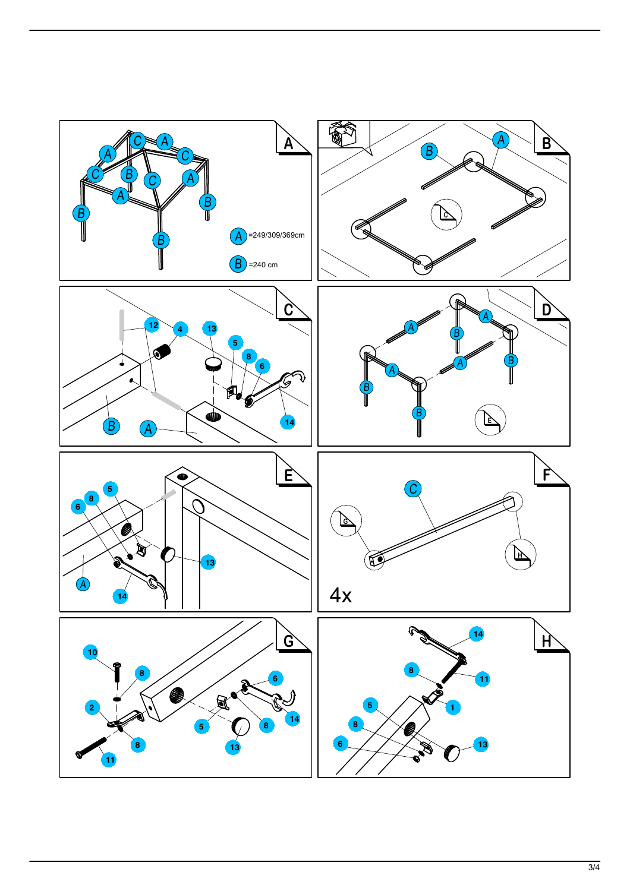A =249/309/369cm

B =240 cm

4x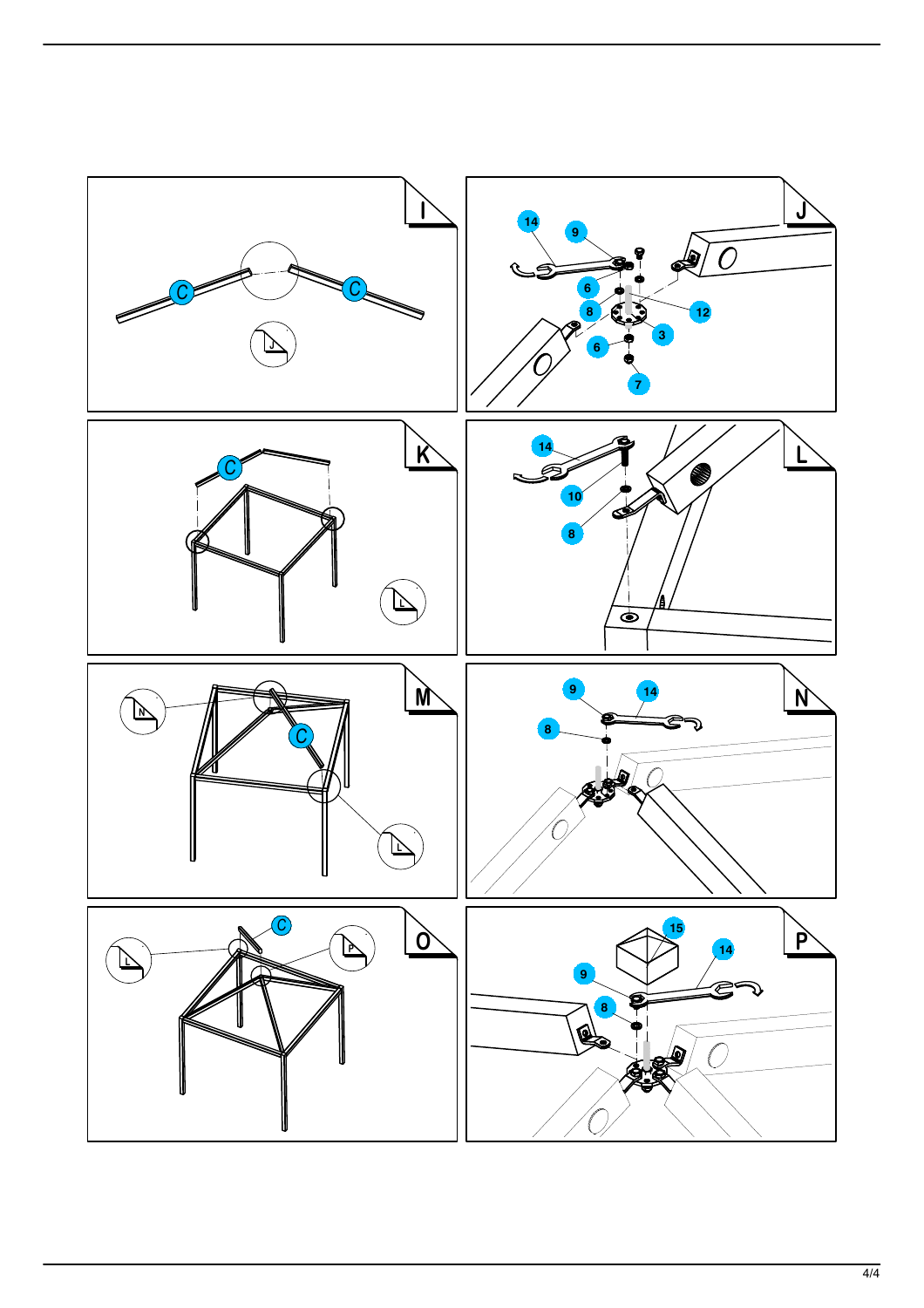I

C

C

J

J

14

9

6

8

12

3

6

7

K

C

L

L

14

10

8

M

N

C

L

N

9

14

8

O

C

L

P

P

15

14

9

8